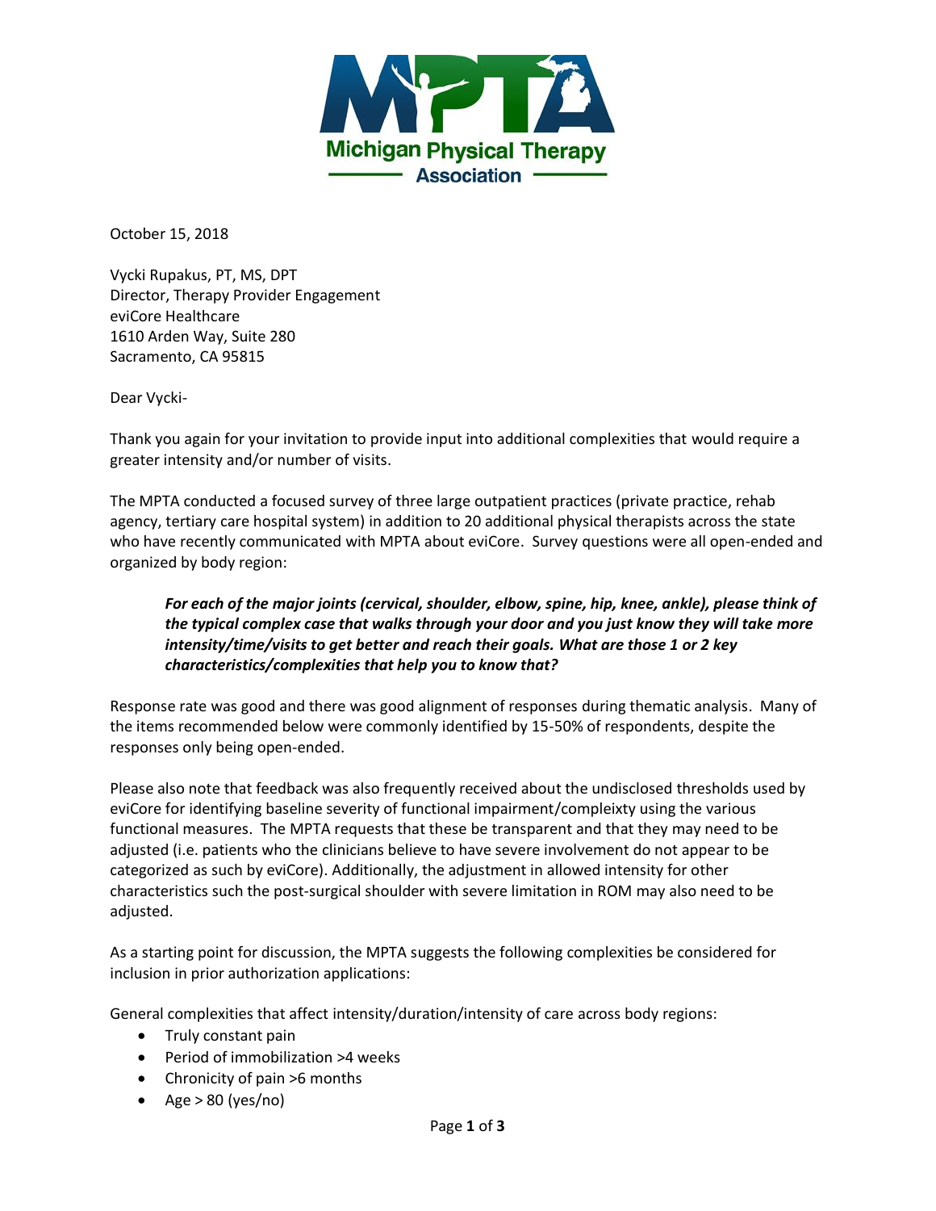Michigan Physical Therapy Association

October 15, 2018

Vycki Rupakus, PT, MS, DPT
Director, Therapy Provider Engagement
eviCore Healthcare
1610 Arden Way, Suite 280
Sacramento, CA 95815

Dear Vycki-

Thank you again for your invitation to provide input into additional complexities that would require a greater intensity and/or number of visits.

The MPTA conducted a focused survey of three large outpatient practices (private practice, rehab agency, tertiary care hospital system) in addition to 20 additional physical therapists across the state who have recently communicated with MPTA about eviCore. Survey questions were all open-ended and organized by body region:

> ***For each of the major joints (cervical, shoulder, elbow, spine, hip, knee, ankle), please think of the typical complex case that walks through your door and you just know they will take more intensity/time/visits to get better and reach their goals. What are those 1 or 2 key characteristics/complexities that help you to know that?***

Response rate was good and there was good alignment of responses during thematic analysis. Many of the items recommended below were commonly identified by 15-50% of respondents, despite the responses only being open-ended.

Please also note that feedback was also frequently received about the undisclosed thresholds used by eviCore for identifying baseline severity of functional impairment/compleixty using the various functional measures. The MPTA requests that these be transparent and that they may need to be adjusted (i.e. patients who the clinicians believe to have severe involvement do not appear to be categorized as such by eviCore). Additionally, the adjustment in allowed intensity for other characteristics such the post-surgical shoulder with severe limitation in ROM may also need to be adjusted.

As a starting point for discussion, the MPTA suggests the following complexities be considered for inclusion in prior authorization applications:

General complexities that affect intensity/duration/intensity of care across body regions:

- Truly constant pain
- Period of immobilization >4 weeks
- Chronicity of pain >6 months
- Age > 80 (yes/no)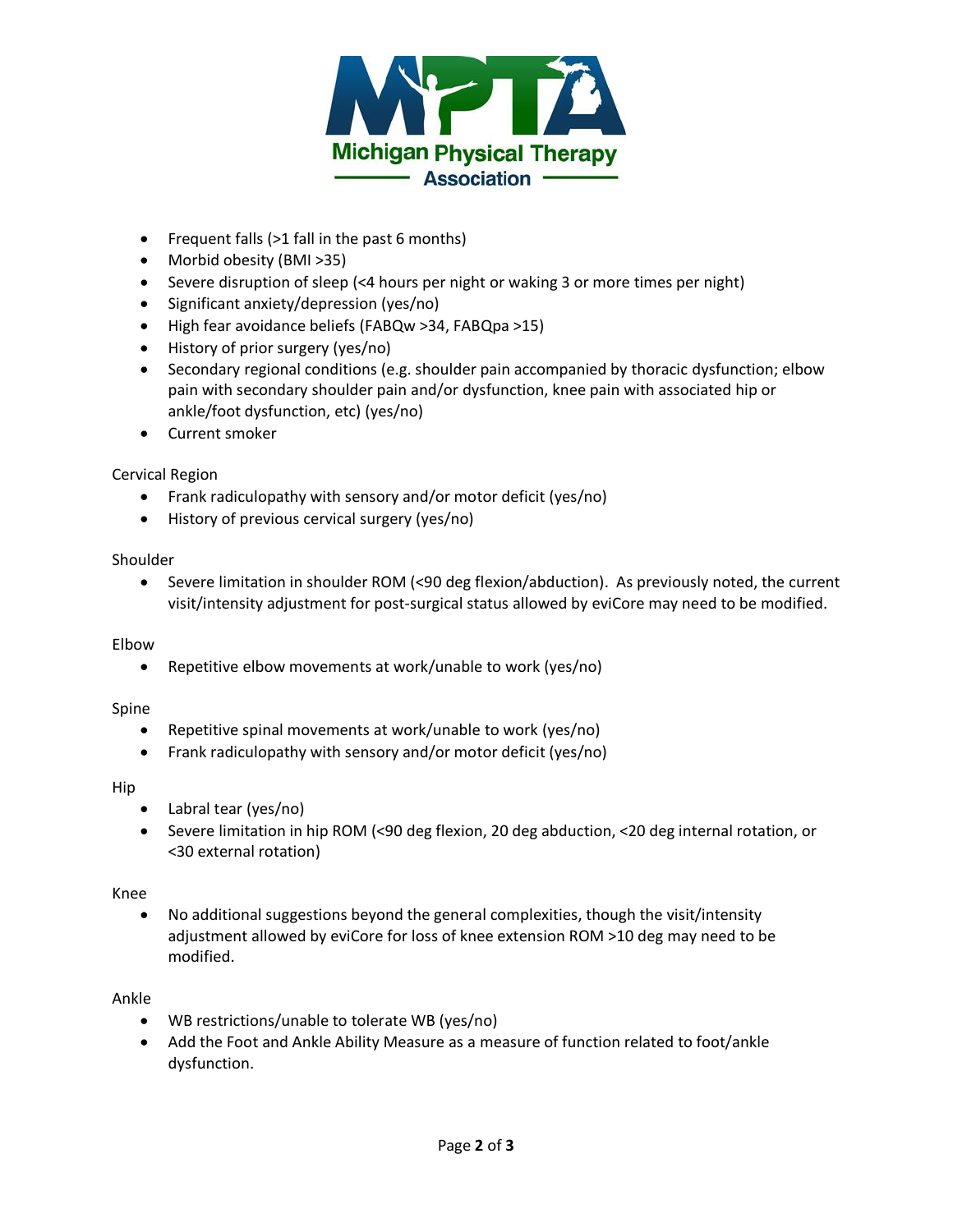- Frequent falls (>1 fall in the past 6 months)
- Morbid obesity (BMI >35)
- Severe disruption of sleep (<4 hours per night or waking 3 or more times per night)
- Significant anxiety/depression (yes/no)
- High fear avoidance beliefs (FABQw >34, FABQpa >15)
- History of prior surgery (yes/no)
- Secondary regional conditions (e.g. shoulder pain accompanied by thoracic dysfunction; elbow pain with secondary shoulder pain and/or dysfunction, knee pain with associated hip or ankle/foot dysfunction, etc) (yes/no)
- Current smoker

Cervical Region

- Frank radiculopathy with sensory and/or motor deficit (yes/no)
- History of previous cervical surgery (yes/no)

Shoulder

- Severe limitation in shoulder ROM (<90 deg flexion/abduction). As previously noted, the current visit/intensity adjustment for post-surgical status allowed by eviCore may need to be modified.

Elbow

- Repetitive elbow movements at work/unable to work (yes/no)

Spine

- Repetitive spinal movements at work/unable to work (yes/no)
- Frank radiculopathy with sensory and/or motor deficit (yes/no)

Hip

- Labral tear (yes/no)
- Severe limitation in hip ROM (<90 deg flexion, 20 deg abduction, <20 deg internal rotation, or <30 external rotation)

Knee

- No additional suggestions beyond the general complexities, though the visit/intensity adjustment allowed by eviCore for loss of knee extension ROM >10 deg may need to be modified.

Ankle

- WB restrictions/unable to tolerate WB (yes/no)
- Add the Foot and Ankle Ability Measure as a measure of function related to foot/ankle dysfunction.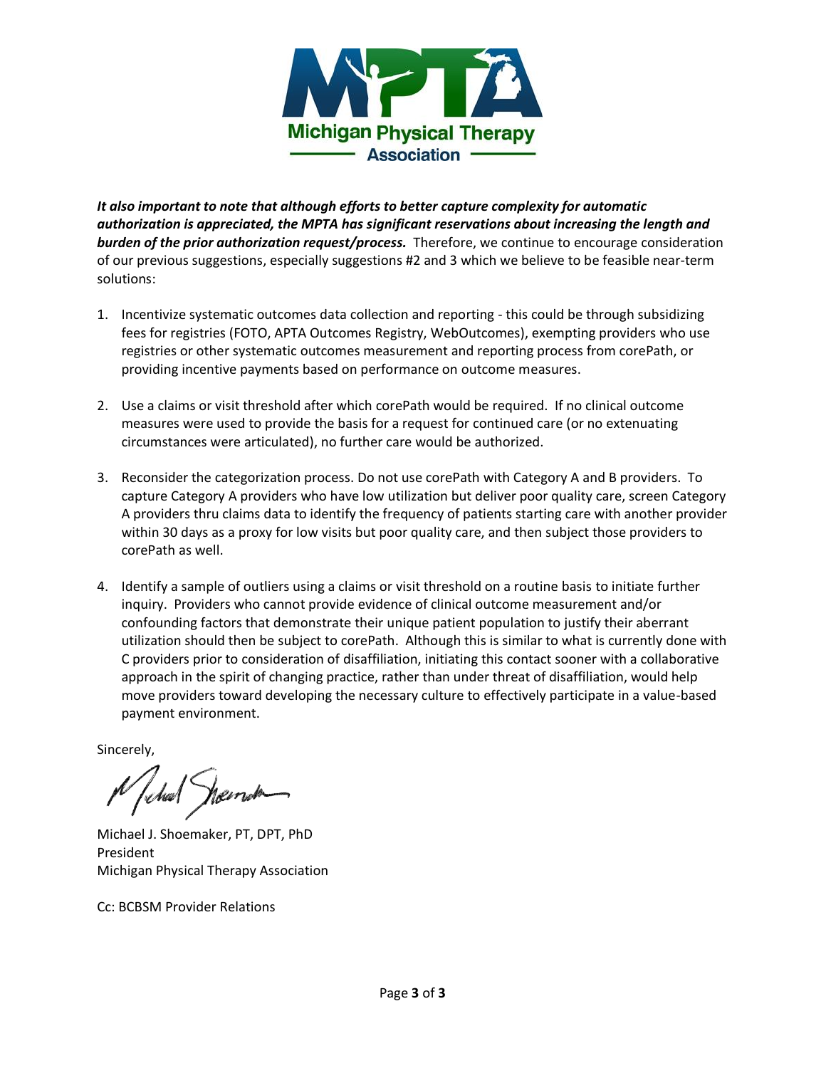***It also important to note that although efforts to better capture complexity for automatic authorization is appreciated, the MPTA has significant reservations about increasing the length and burden of the prior authorization request/process.*** Therefore, we continue to encourage consideration of our previous suggestions, especially suggestions #2 and 3 which we believe to be feasible near-term solutions:

1. Incentivize systematic outcomes data collection and reporting - this could be through subsidizing fees for registries (FOTO, APTA Outcomes Registry, WebOutcomes), exempting providers who use registries or other systematic outcomes measurement and reporting process from corePath, or providing incentive payments based on performance on outcome measures.

2. Use a claims or visit threshold after which corePath would be required. If no clinical outcome measures were used to provide the basis for a request for continued care (or no extenuating circumstances were articulated), no further care would be authorized.

3. Reconsider the categorization process. Do not use corePath with Category A and B providers. To capture Category A providers who have low utilization but deliver poor quality care, screen Category A providers thru claims data to identify the frequency of patients starting care with another provider within 30 days as a proxy for low visits but poor quality care, and then subject those providers to corePath as well.

4. Identify a sample of outliers using a claims or visit threshold on a routine basis to initiate further inquiry. Providers who cannot provide evidence of clinical outcome measurement and/or confounding factors that demonstrate their unique patient population to justify their aberrant utilization should then be subject to corePath. Although this is similar to what is currently done with C providers prior to consideration of disaffiliation, initiating this contact sooner with a collaborative approach in the spirit of changing practice, rather than under threat of disaffiliation, would help move providers toward developing the necessary culture to effectively participate in a value-based payment environment.

Sincerely,

Michael J. Shoemaker, PT, DPT, PhD
President
Michigan Physical Therapy Association

Cc: BCBSM Provider Relations